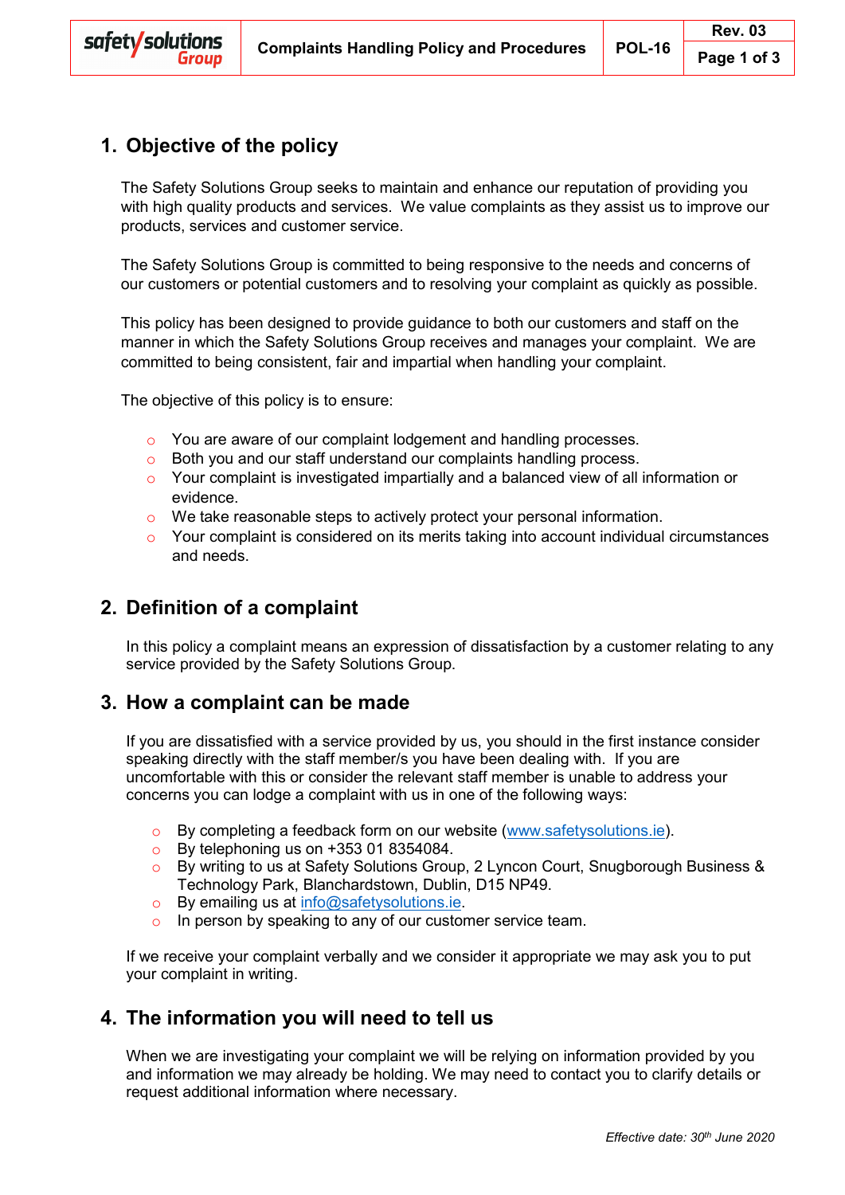## 1. Objective of the policy

The Safety Solutions Group seeks to maintain and enhance our reputation of providing you with high quality products and services. We value complaints as they assist us to improve our products, services and customer service.

The Safety Solutions Group is committed to being responsive to the needs and concerns of our customers or potential customers and to resolving your complaint as quickly as possible.

This policy has been designed to provide guidance to both our customers and staff on the manner in which the Safety Solutions Group receives and manages your complaint. We are committed to being consistent, fair and impartial when handling your complaint.

The objective of this policy is to ensure:

- You are aware of our complaint lodgement and handling processes.
- Both you and our staff understand our complaints handling process.
- Your complaint is investigated impartially and a balanced view of all information or evidence.
- We take reasonable steps to actively protect your personal information.
- Your complaint is considered on its merits taking into account individual circumstances and needs.

## 2. Definition of a complaint

In this policy a complaint means an expression of dissatisfaction by a customer relating to any service provided by the Safety Solutions Group.

## 3. How a complaint can be made

If you are dissatisfied with a service provided by us, you should in the first instance consider speaking directly with the staff member/s you have been dealing with. If you are uncomfortable with this or consider the relevant staff member is unable to address your concerns you can lodge a complaint with us in one of the following ways:

- By completing a feedback form on our website (www.safetysolutions.ie).
- By telephoning us on +353 01 8354084.
- By writing to us at Safety Solutions Group, 2 Lyncon Court, Snugborough Business & Technology Park, Blanchardstown, Dublin, D15 NP49.
- By emailing us at info@safetysolutions.ie.
- In person by speaking to any of our customer service team.

If we receive your complaint verbally and we consider it appropriate we may ask you to put your complaint in writing.

## 4. The information you will need to tell us

When we are investigating your complaint we will be relying on information provided by you and information we may already be holding. We may need to contact you to clarify details or request additional information where necessary.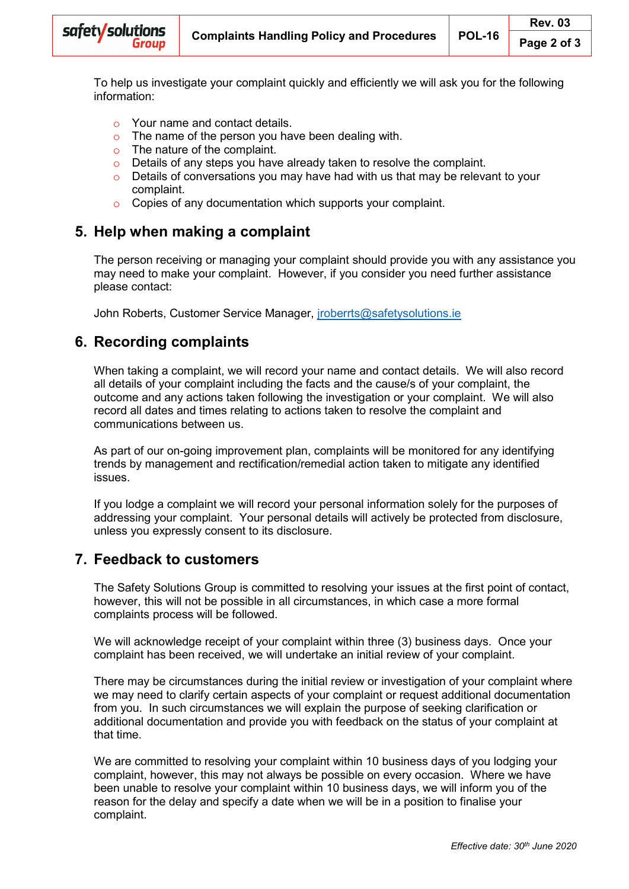To help us investigate your complaint quickly and efficiently we will ask you for the following information:

- Your name and contact details.
- The name of the person you have been dealing with.
- The nature of the complaint.
- Details of any steps you have already taken to resolve the complaint.
- Details of conversations you may have had with us that may be relevant to your complaint.
- Copies of any documentation which supports your complaint.

## 5. Help when making a complaint

The person receiving or managing your complaint should provide you with any assistance you may need to make your complaint. However, if you consider you need further assistance please contact:

John Roberts, Customer Service Manager, jroberrts@safetysolutions.ie

## 6. Recording complaints

When taking a complaint, we will record your name and contact details. We will also record all details of your complaint including the facts and the cause/s of your complaint, the outcome and any actions taken following the investigation or your complaint. We will also record all dates and times relating to actions taken to resolve the complaint and communications between us.

As part of our on-going improvement plan, complaints will be monitored for any identifying trends by management and rectification/remedial action taken to mitigate any identified issues.

If you lodge a complaint we will record your personal information solely for the purposes of addressing your complaint. Your personal details will actively be protected from disclosure, unless you expressly consent to its disclosure.

## 7. Feedback to customers

The Safety Solutions Group is committed to resolving your issues at the first point of contact, however, this will not be possible in all circumstances, in which case a more formal complaints process will be followed.

We will acknowledge receipt of your complaint within three (3) business days. Once your complaint has been received, we will undertake an initial review of your complaint.

There may be circumstances during the initial review or investigation of your complaint where we may need to clarify certain aspects of your complaint or request additional documentation from you. In such circumstances we will explain the purpose of seeking clarification or additional documentation and provide you with feedback on the status of your complaint at that time.

We are committed to resolving your complaint within 10 business days of you lodging your complaint, however, this may not always be possible on every occasion. Where we have been unable to resolve your complaint within 10 business days, we will inform you of the reason for the delay and specify a date when we will be in a position to finalise your complaint.

*Effective date: 30th June 2020*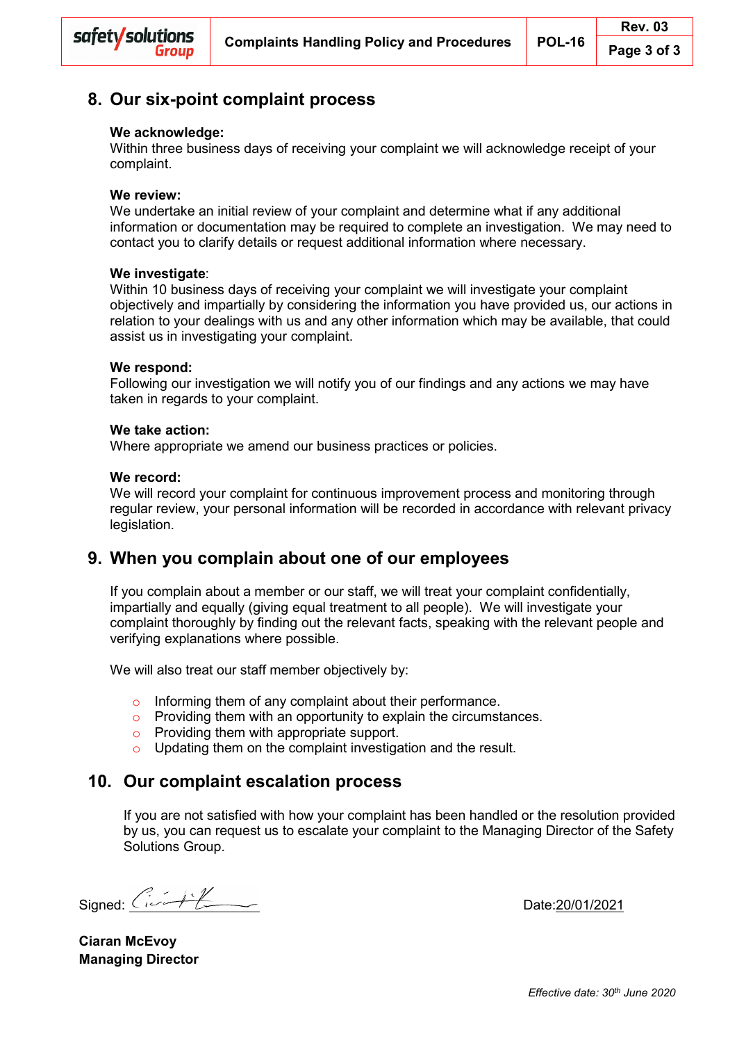## 8. Our six-point complaint process

**We acknowledge:**
Within three business days of receiving your complaint we will acknowledge receipt of your complaint.

**We review:**
We undertake an initial review of your complaint and determine what if any additional information or documentation may be required to complete an investigation. We may need to contact you to clarify details or request additional information where necessary.

**We investigate**:
Within 10 business days of receiving your complaint we will investigate your complaint objectively and impartially by considering the information you have provided us, our actions in relation to your dealings with us and any other information which may be available, that could assist us in investigating your complaint.

**We respond:**
Following our investigation we will notify you of our findings and any actions we may have taken in regards to your complaint.

**We take action:**
Where appropriate we amend our business practices or policies.

**We record:**
We will record your complaint for continuous improvement process and monitoring through regular review, your personal information will be recorded in accordance with relevant privacy legislation.

## 9. When you complain about one of our employees

If you complain about a member or our staff, we will treat your complaint confidentially, impartially and equally (giving equal treatment to all people). We will investigate your complaint thoroughly by finding out the relevant facts, speaking with the relevant people and verifying explanations where possible.

We will also treat our staff member objectively by:

- Informing them of any complaint about their performance.
- Providing them with an opportunity to explain the circumstances.
- Providing them with appropriate support.
- Updating them on the complaint investigation and the result.

## 10. Our complaint escalation process

If you are not satisfied with how your complaint has been handled or the resolution provided by us, you can request us to escalate your complaint to the Managing Director of the Safety Solutions Group.

Signed: ________ Date: 20/01/2021

**Ciaran McEvoy**
**Managing Director**

*Effective date: 30th June 2020*